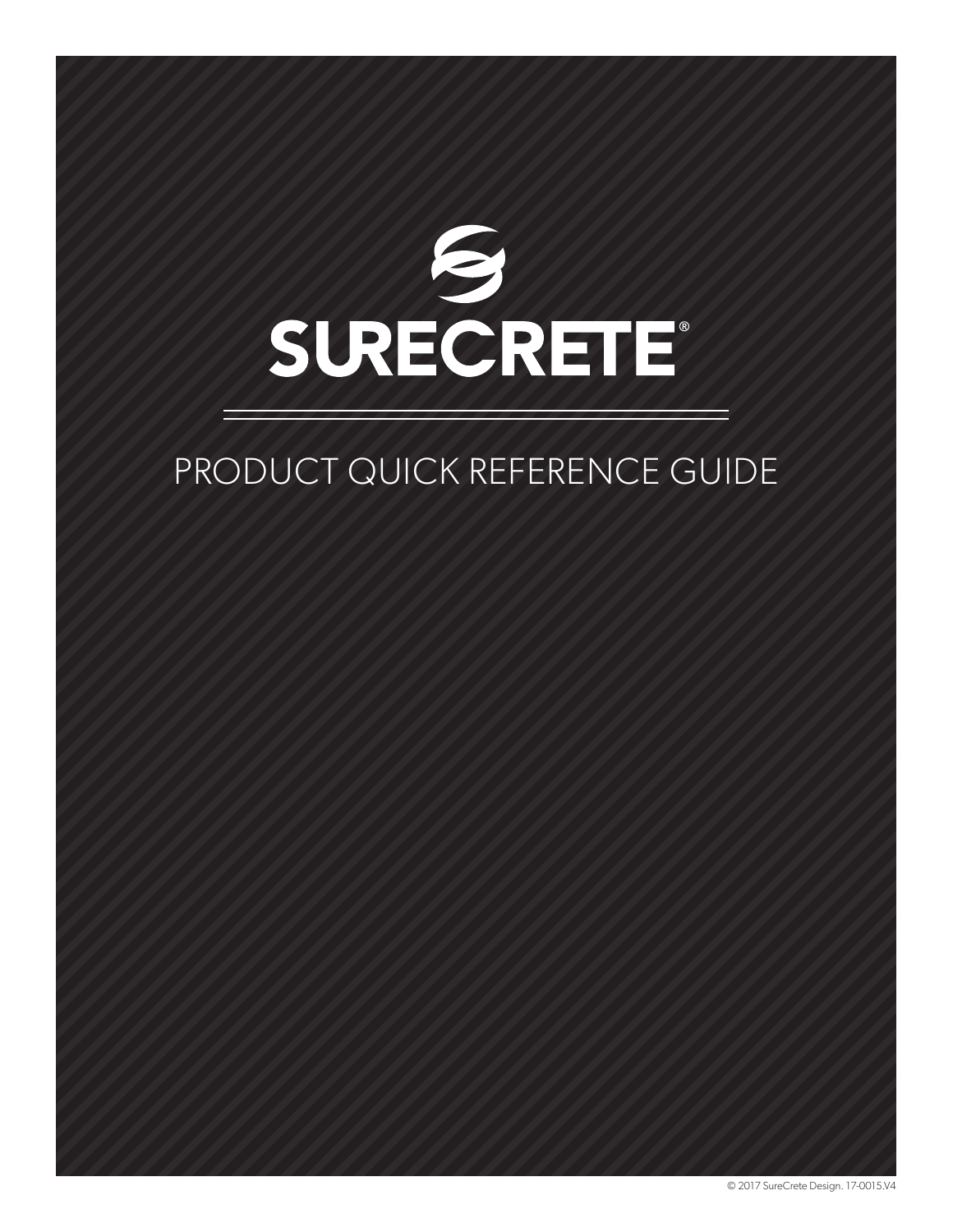# SURECRETE®

## PRODUCT QUICK REFERENCE GUIDE

© 2017 SureCrete Design. 17-0015.V4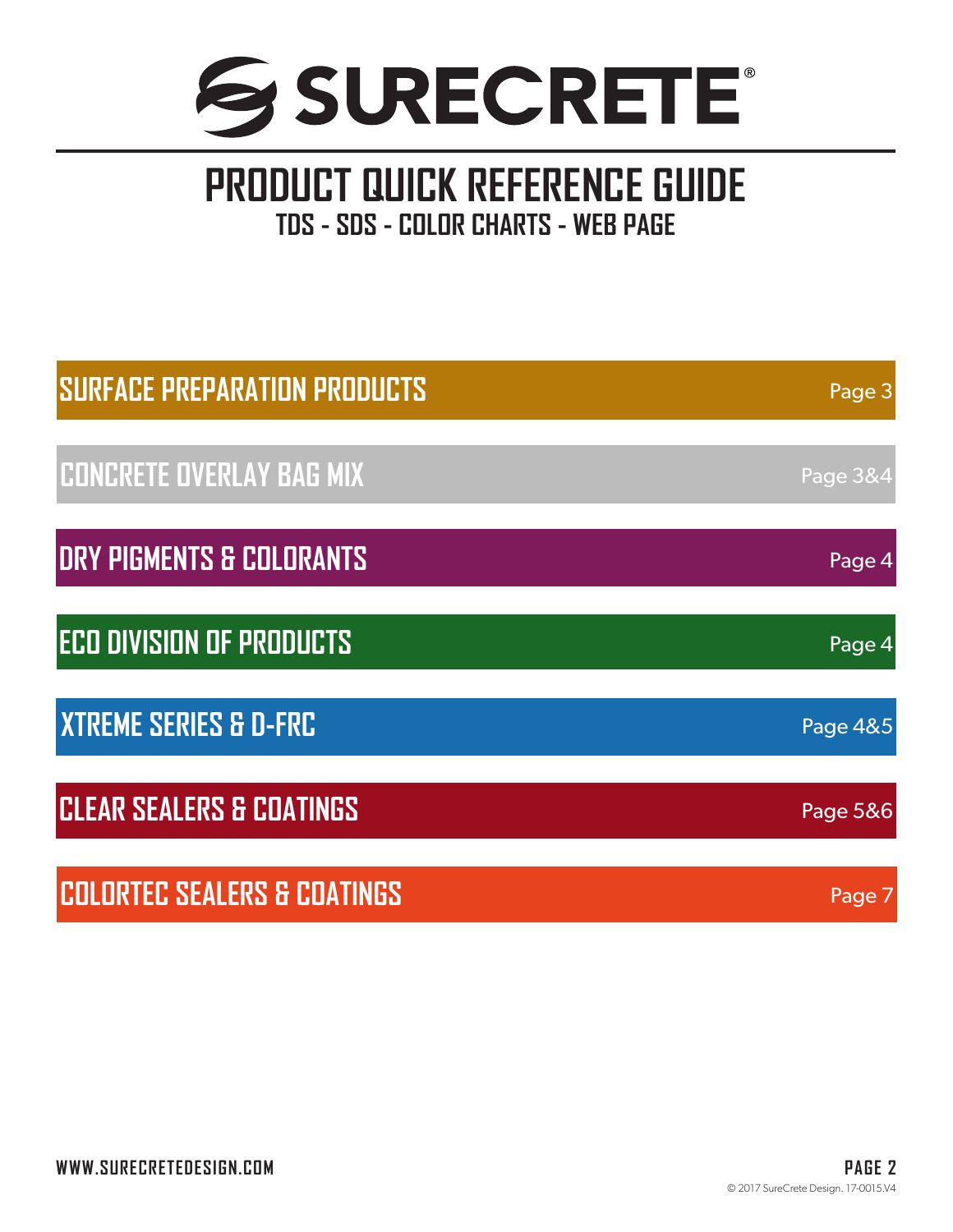# SURECRETE®

## PRODUCT QUICK REFERENCE GUIDE

### TDS - SDS - COLOR CHARTS - WEB PAGE

| Section | Page |
|---|---|
| SURFACE PREPARATION PRODUCTS | Page 3 |
| CONCRETE OVERLAY BAG MIX | Page 3&4 |
| DRY PIGMENTS & COLORANTS | Page 4 |
| ECO DIVISION OF PRODUCTS | Page 4 |
| XTREME SERIES & D-FRC | Page 4&5 |
| CLEAR SEALERS & COATINGS | Page 5&6 |
| COLORTEC SEALERS & COATINGS | Page 7 |

WWW.SURECRETEDESIGN.COM

© 2017 SureCrete Design. 17-0015.V4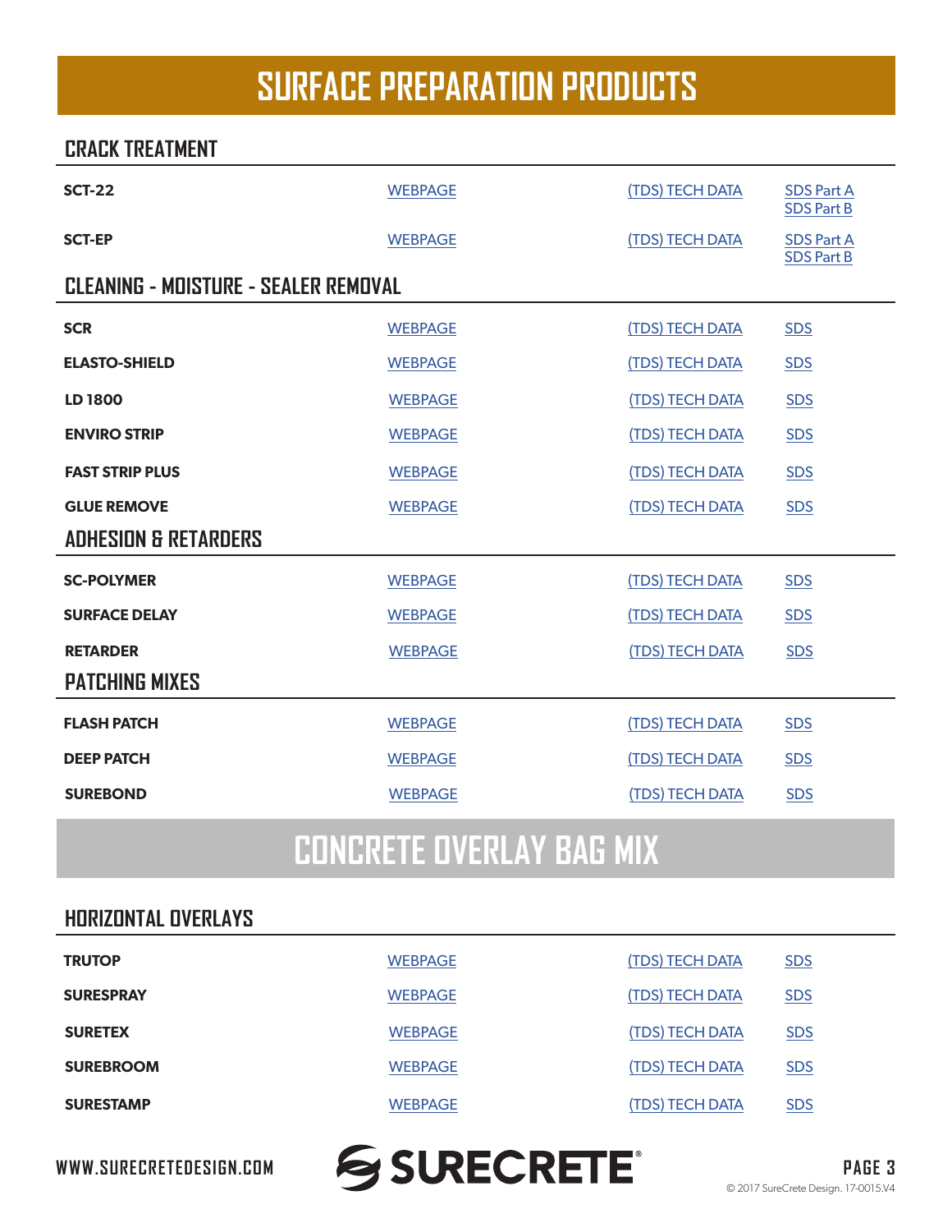# SURFACE PREPARATION PRODUCTS

## CRACK TREATMENT

| | | | |
|---|---|---|---|
| **SCT-22** | WEBPAGE | (TDS) TECH DATA | SDS Part A<br>SDS Part B |
| **SCT-EP** | WEBPAGE | (TDS) TECH DATA | SDS Part A<br>SDS Part B |

## CLEANING - MOISTURE - SEALER REMOVAL

| | | | |
|---|---|---|---|
| **SCR** | WEBPAGE | (TDS) TECH DATA | SDS |
| **ELASTO-SHIELD** | WEBPAGE | (TDS) TECH DATA | SDS |
| **LD 1800** | WEBPAGE | (TDS) TECH DATA | SDS |
| **ENVIRO STRIP** | WEBPAGE | (TDS) TECH DATA | SDS |
| **FAST STRIP PLUS** | WEBPAGE | (TDS) TECH DATA | SDS |
| **GLUE REMOVE** | WEBPAGE | (TDS) TECH DATA | SDS |

## ADHESION & RETARDERS

| | | | |
|---|---|---|---|
| **SC-POLYMER** | WEBPAGE | (TDS) TECH DATA | SDS |
| **SURFACE DELAY** | WEBPAGE | (TDS) TECH DATA | SDS |
| **RETARDER** | WEBPAGE | (TDS) TECH DATA | SDS |

## PATCHING MIXES

| | | | |
|---|---|---|---|
| **FLASH PATCH** | WEBPAGE | (TDS) TECH DATA | SDS |
| **DEEP PATCH** | WEBPAGE | (TDS) TECH DATA | SDS |
| **SUREBOND** | WEBPAGE | (TDS) TECH DATA | SDS |

# CONCRETE OVERLAY BAG MIX

## HORIZONTAL OVERLAYS

| | | | |
|---|---|---|---|
| **TRUTOP** | WEBPAGE | (TDS) TECH DATA | SDS |
| **SURESPRAY** | WEBPAGE | (TDS) TECH DATA | SDS |
| **SURETEX** | WEBPAGE | (TDS) TECH DATA | SDS |
| **SUREBROOM** | WEBPAGE | (TDS) TECH DATA | SDS |
| **SURESTAMP** | WEBPAGE | (TDS) TECH DATA | SDS |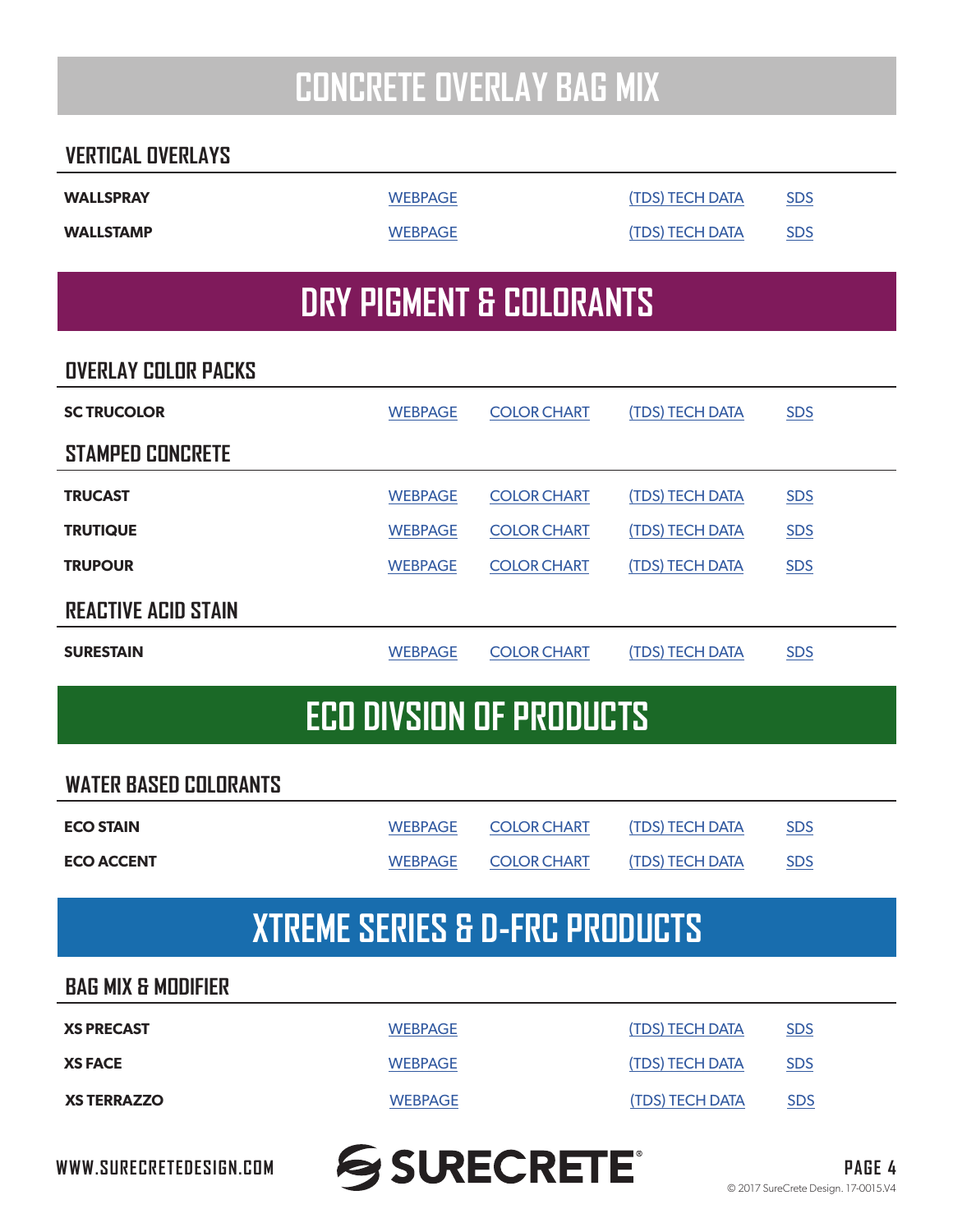# CONCRETE OVERLAY BAG MIX

## VERTICAL OVERLAYS

| | | | | |
|---|---|---|---|---|
| **WALLSPRAY** | WEBPAGE | | (TDS) TECH DATA | SDS |
| **WALLSTAMP** | WEBPAGE | | (TDS) TECH DATA | SDS |

# DRY PIGMENT & COLORANTS

## OVERLAY COLOR PACKS

| | | | | |
|---|---|---|---|---|
| **SC TRUCOLOR** | WEBPAGE | COLOR CHART | (TDS) TECH DATA | SDS |

## STAMPED CONCRETE

| | | | | |
|---|---|---|---|---|
| **TRUCAST** | WEBPAGE | COLOR CHART | (TDS) TECH DATA | SDS |
| **TRUTIQUE** | WEBPAGE | COLOR CHART | (TDS) TECH DATA | SDS |
| **TRUPOUR** | WEBPAGE | COLOR CHART | (TDS) TECH DATA | SDS |

## REACTIVE ACID STAIN

| | | | | |
|---|---|---|---|---|
| **SURESTAIN** | WEBPAGE | COLOR CHART | (TDS) TECH DATA | SDS |

# ECO DIVSION OF PRODUCTS

## WATER BASED COLORANTS

| | | | | |
|---|---|---|---|---|
| **ECO STAIN** | WEBPAGE | COLOR CHART | (TDS) TECH DATA | SDS |
| **ECO ACCENT** | WEBPAGE | COLOR CHART | (TDS) TECH DATA | SDS |

# XTREME SERIES & D-FRC PRODUCTS

## BAG MIX & MODIFIER

| | | | | |
|---|---|---|---|---|
| **XS PRECAST** | WEBPAGE | | (TDS) TECH DATA | SDS |
| **XS FACE** | WEBPAGE | | (TDS) TECH DATA | SDS |
| **XS TERRAZZO** | WEBPAGE | | (TDS) TECH DATA | SDS |

WWW.SURECRETEDESIGN.COM

SURECRETE®

© 2017 SureCrete Design. 17-0015.V4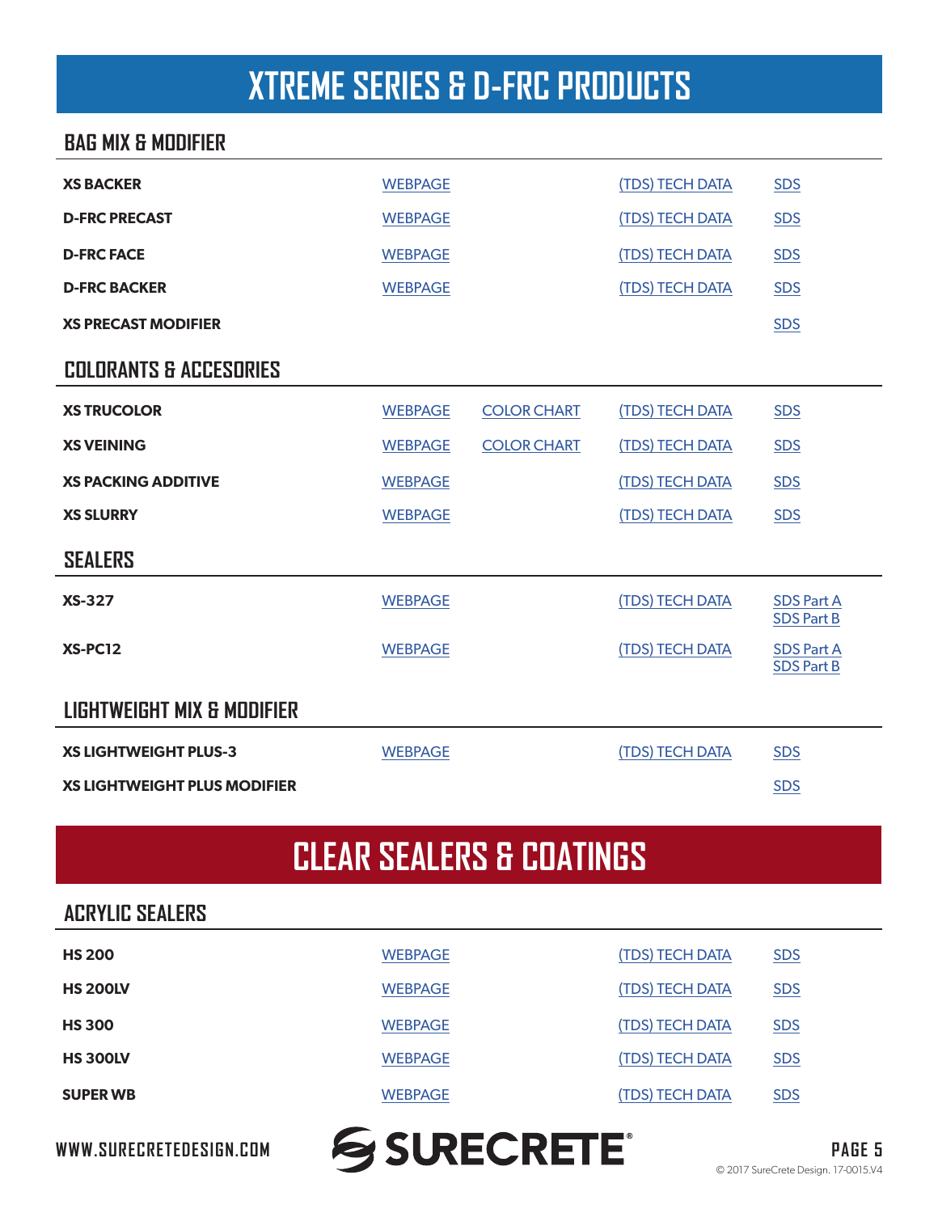# XTREME SERIES & D-FRC PRODUCTS

## BAG MIX & MODIFIER

| | | | | |
|---|---|---|---|---|
| **XS BACKER** | WEBPAGE | | (TDS) TECH DATA | SDS |
| **D-FRC PRECAST** | WEBPAGE | | (TDS) TECH DATA | SDS |
| **D-FRC FACE** | WEBPAGE | | (TDS) TECH DATA | SDS |
| **D-FRC BACKER** | WEBPAGE | | (TDS) TECH DATA | SDS |
| **XS PRECAST MODIFIER** | | | | SDS |

## COLORANTS & ACCESORIES

| | | | | |
|---|---|---|---|---|
| **XS TRUCOLOR** | WEBPAGE | COLOR CHART | (TDS) TECH DATA | SDS |
| **XS VEINING** | WEBPAGE | COLOR CHART | (TDS) TECH DATA | SDS |
| **XS PACKING ADDITIVE** | WEBPAGE | | (TDS) TECH DATA | SDS |
| **XS SLURRY** | WEBPAGE | | (TDS) TECH DATA | SDS |

## SEALERS

| | | | | |
|---|---|---|---|---|
| **XS-327** | WEBPAGE | | (TDS) TECH DATA | SDS Part A<br>SDS Part B |
| **XS-PC12** | WEBPAGE | | (TDS) TECH DATA | SDS Part A<br>SDS Part B |

## LIGHTWEIGHT MIX & MODIFIER

| | | | | |
|---|---|---|---|---|
| **XS LIGHTWEIGHT PLUS-3** | WEBPAGE | | (TDS) TECH DATA | SDS |
| **XS LIGHTWEIGHT PLUS MODIFIER** | | | | SDS |

# CLEAR SEALERS & COATINGS

## ACRYLIC SEALERS

| | | | |
|---|---|---|---|
| **HS 200** | WEBPAGE | (TDS) TECH DATA | SDS |
| **HS 200LV** | WEBPAGE | (TDS) TECH DATA | SDS |
| **HS 300** | WEBPAGE | (TDS) TECH DATA | SDS |
| **HS 300LV** | WEBPAGE | (TDS) TECH DATA | SDS |
| **SUPER WB** | WEBPAGE | (TDS) TECH DATA | SDS |

WWW.SURECRETEDESIGN.COM

SURECRETE®

© 2017 SureCrete Design. 17-0015.V4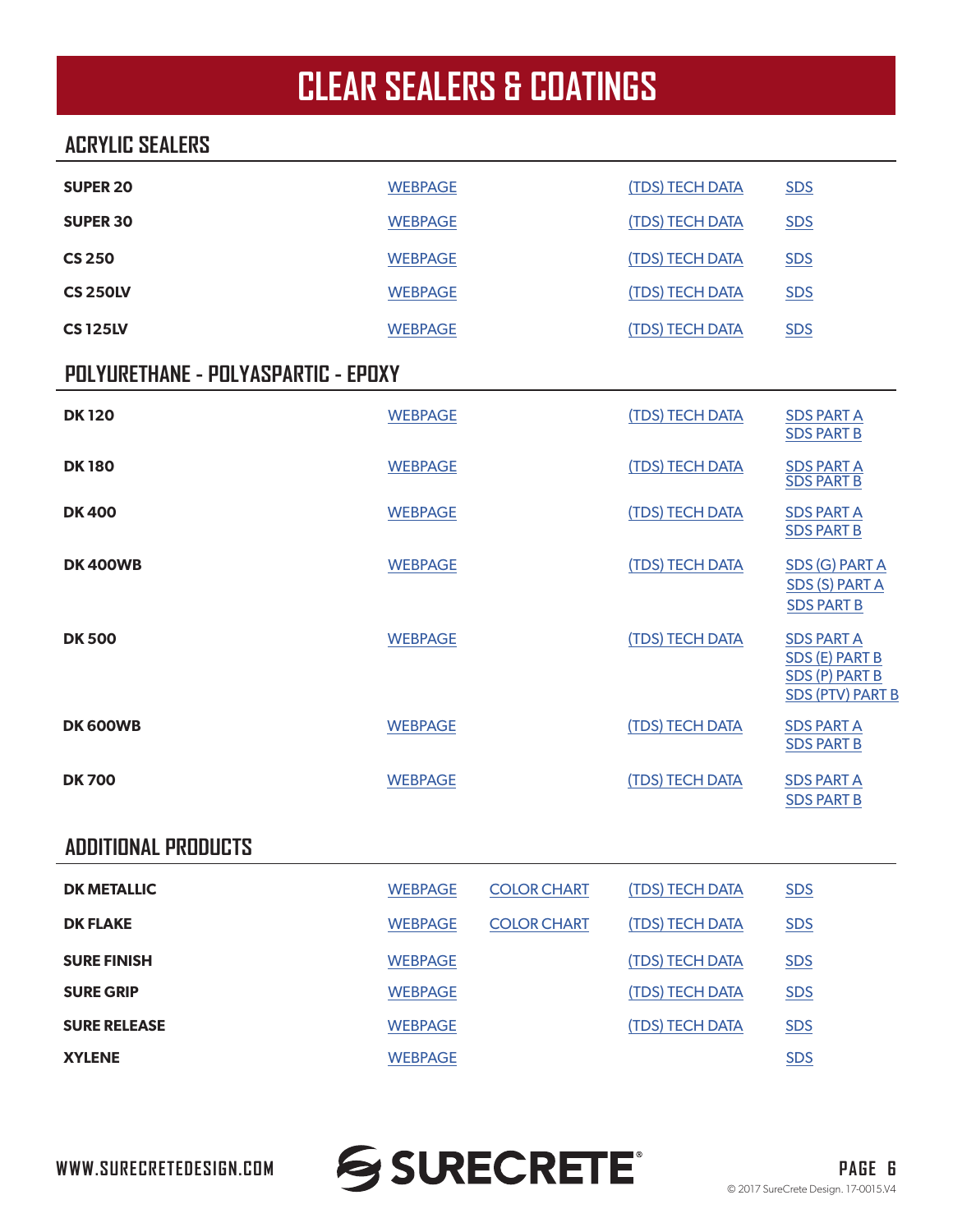# CLEAR SEALERS & COATINGS

## ACRYLIC SEALERS

| | | | |
|---|---|---|---|
| **SUPER 20** | WEBPAGE | (TDS) TECH DATA | SDS |
| **SUPER 30** | WEBPAGE | (TDS) TECH DATA | SDS |
| **CS 250** | WEBPAGE | (TDS) TECH DATA | SDS |
| **CS 250LV** | WEBPAGE | (TDS) TECH DATA | SDS |
| **CS 125LV** | WEBPAGE | (TDS) TECH DATA | SDS |

## POLYURETHANE - POLYASPARTIC - EPOXY

| | | | |
|---|---|---|---|
| **DK 120** | WEBPAGE | (TDS) TECH DATA | SDS PART A<br>SDS PART B |
| **DK 180** | WEBPAGE | (TDS) TECH DATA | SDS PART A<br>SDS PART B |
| **DK 400** | WEBPAGE | (TDS) TECH DATA | SDS PART A<br>SDS PART B |
| **DK 400WB** | WEBPAGE | (TDS) TECH DATA | SDS (G) PART A<br>SDS (S) PART A<br>SDS PART B |
| **DK 500** | WEBPAGE | (TDS) TECH DATA | SDS PART A<br>SDS (E) PART B<br>SDS (P) PART B<br>SDS (PTV) PART B |
| **DK 600WB** | WEBPAGE | (TDS) TECH DATA | SDS PART A<br>SDS PART B |
| **DK 700** | WEBPAGE | (TDS) TECH DATA | SDS PART A<br>SDS PART B |

## ADDITIONAL PRODUCTS

| | | | | |
|---|---|---|---|---|
| **DK METALLIC** | WEBPAGE | COLOR CHART | (TDS) TECH DATA | SDS |
| **DK FLAKE** | WEBPAGE | COLOR CHART | (TDS) TECH DATA | SDS |
| **SURE FINISH** | WEBPAGE | | (TDS) TECH DATA | SDS |
| **SURE GRIP** | WEBPAGE | | (TDS) TECH DATA | SDS |
| **SURE RELEASE** | WEBPAGE | | (TDS) TECH DATA | SDS |
| **XYLENE** | WEBPAGE | | | SDS |

WWW.SURECRETEDESIGN.COM

SURECRETE®

© 2017 SureCrete Design. 17-0015.V4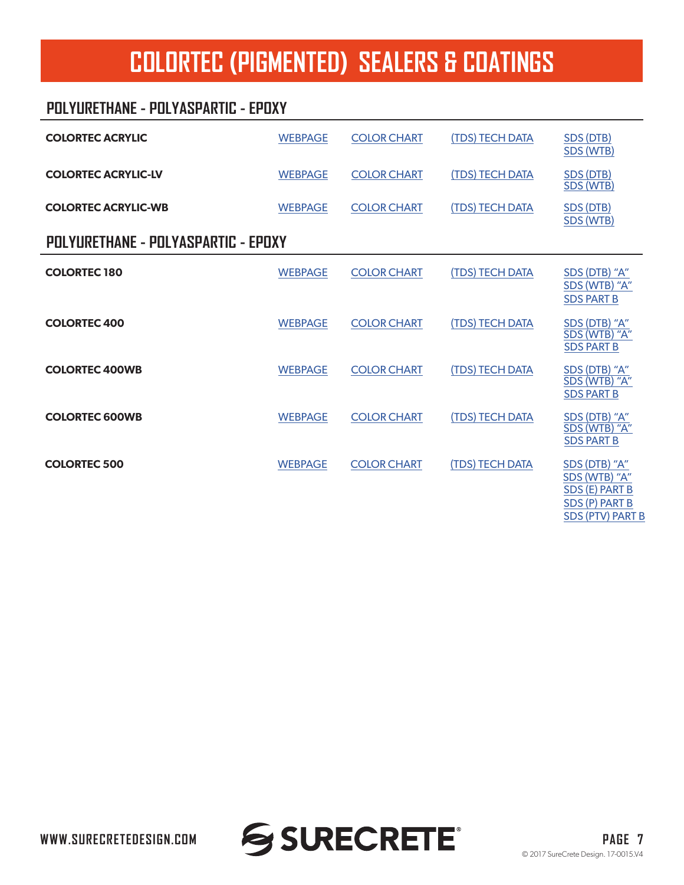# COLORTEC (PIGMENTED) SEALERS & COATINGS

## POLYURETHANE - POLYASPARTIC - EPOXY

| | | | | |
|---|---|---|---|---|
| **COLORTEC ACRYLIC** | WEBPAGE | COLOR CHART | (TDS) TECH DATA | SDS (DTB)<br>SDS (WTB) |
| **COLORTEC ACRYLIC-LV** | WEBPAGE | COLOR CHART | (TDS) TECH DATA | SDS (DTB)<br>SDS (WTB) |
| **COLORTEC ACRYLIC-WB** | WEBPAGE | COLOR CHART | (TDS) TECH DATA | SDS (DTB)<br>SDS (WTB) |

## POLYURETHANE - POLYASPARTIC - EPOXY

| | | | | |
|---|---|---|---|---|
| **COLORTEC 180** | WEBPAGE | COLOR CHART | (TDS) TECH DATA | SDS (DTB) "A"<br>SDS (WTB) "A"<br>SDS PART B |
| **COLORTEC 400** | WEBPAGE | COLOR CHART | (TDS) TECH DATA | SDS (DTB) "A"<br>SDS (WTB) "A"<br>SDS PART B |
| **COLORTEC 400WB** | WEBPAGE | COLOR CHART | (TDS) TECH DATA | SDS (DTB) "A"<br>SDS (WTB) "A"<br>SDS PART B |
| **COLORTEC 600WB** | WEBPAGE | COLOR CHART | (TDS) TECH DATA | SDS (DTB) "A"<br>SDS (WTB) "A"<br>SDS PART B |
| **COLORTEC 500** | WEBPAGE | COLOR CHART | (TDS) TECH DATA | SDS (DTB) "A"<br>SDS (WTB) "A"<br>SDS (E) PART B<br>SDS (P) PART B<br>SDS (PTV) PART B |

WWW.SURECRETEDESIGN.COM

SURECRETE®

© 2017 SureCrete Design. 17-0015.V4